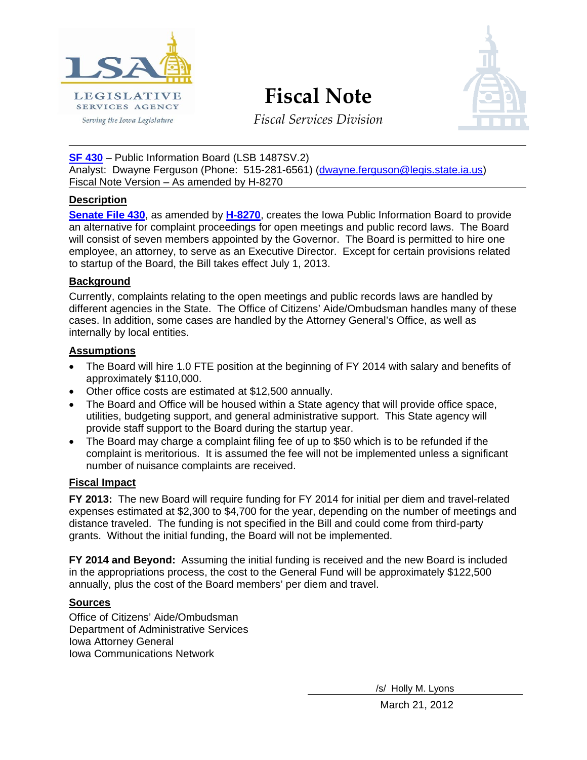# Fiscal Note

*Fiscal Services Division*

**SF 430** – Public Information Board (LSB 1487SV.2)
Analyst: Dwayne Ferguson (Phone: 515-281-6561) (dwayne.ferguson@legis.state.ia.us)
Fiscal Note Version – As amended by H-8270

## Description

**Senate File 430**, as amended by **H-8270**, creates the Iowa Public Information Board to provide an alternative for complaint proceedings for open meetings and public record laws. The Board will consist of seven members appointed by the Governor. The Board is permitted to hire one employee, an attorney, to serve as an Executive Director. Except for certain provisions related to startup of the Board, the Bill takes effect July 1, 2013.

## Background

Currently, complaints relating to the open meetings and public records laws are handled by different agencies in the State. The Office of Citizens' Aide/Ombudsman handles many of these cases. In addition, some cases are handled by the Attorney General's Office, as well as internally by local entities.

## Assumptions

- The Board will hire 1.0 FTE position at the beginning of FY 2014 with salary and benefits of approximately $110,000.
- Other office costs are estimated at $12,500 annually.
- The Board and Office will be housed within a State agency that will provide office space, utilities, budgeting support, and general administrative support. This State agency will provide staff support to the Board during the startup year.
- The Board may charge a complaint filing fee of up to $50 which is to be refunded if the complaint is meritorious. It is assumed the fee will not be implemented unless a significant number of nuisance complaints are received.

## Fiscal Impact

**FY 2013:** The new Board will require funding for FY 2014 for initial per diem and travel-related expenses estimated at $2,300 to $4,700 for the year, depending on the number of meetings and distance traveled. The funding is not specified in the Bill and could come from third-party grants. Without the initial funding, the Board will not be implemented.

**FY 2014 and Beyond:** Assuming the initial funding is received and the new Board is included in the appropriations process, the cost to the General Fund will be approximately $122,500 annually, plus the cost of the Board members' per diem and travel.

## Sources

Office of Citizens' Aide/Ombudsman
Department of Administrative Services
Iowa Attorney General
Iowa Communications Network

/s/ Holly M. Lyons

March 21, 2012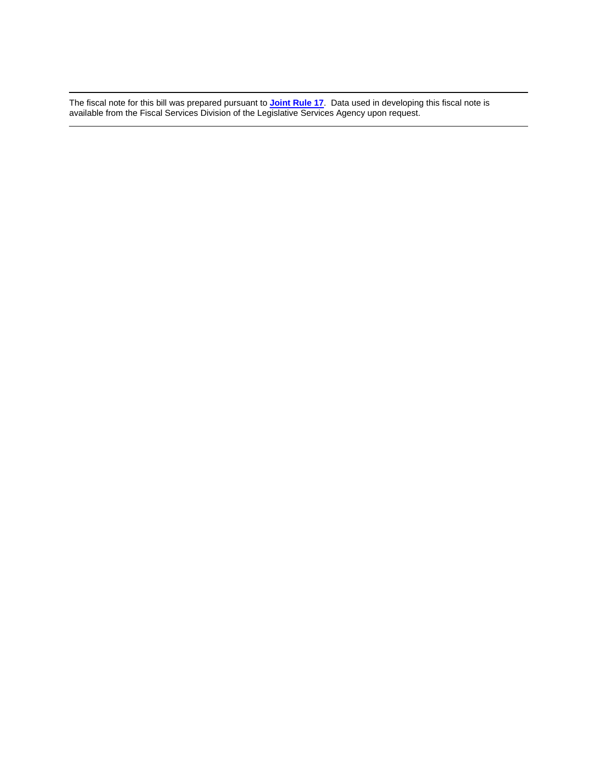---

The fiscal note for this bill was prepared pursuant to **Joint Rule 17**. Data used in developing this fiscal note is available from the Fiscal Services Division of the Legislative Services Agency upon request.

---